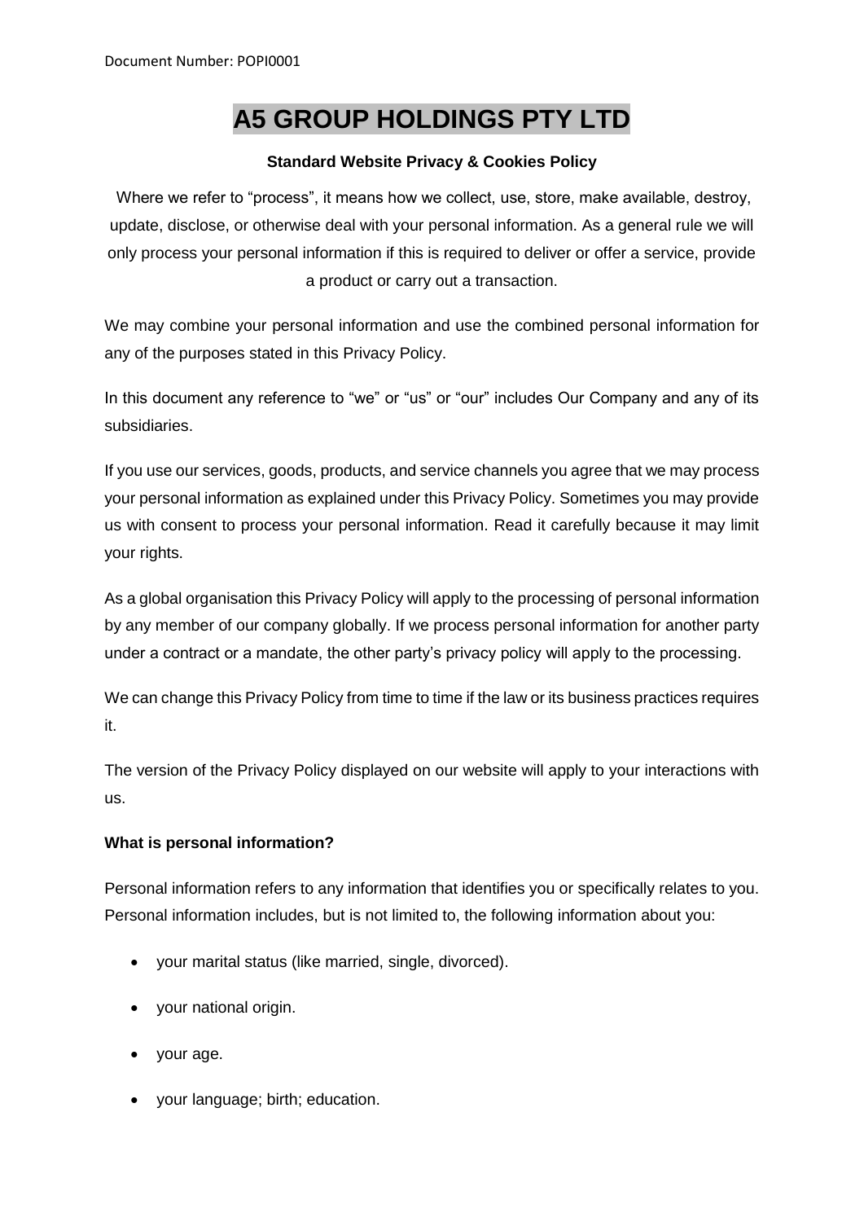Document Number: POPI0001

# A5 GROUP HOLDINGS PTY LTD

**Standard Website Privacy & Cookies Policy**

Where we refer to "process", it means how we collect, use, store, make available, destroy, update, disclose, or otherwise deal with your personal information. As a general rule we will only process your personal information if this is required to deliver or offer a service, provide a product or carry out a transaction.

We may combine your personal information and use the combined personal information for any of the purposes stated in this Privacy Policy.

In this document any reference to "we" or "us" or "our" includes Our Company and any of its subsidiaries.

If you use our services, goods, products, and service channels you agree that we may process your personal information as explained under this Privacy Policy. Sometimes you may provide us with consent to process your personal information. Read it carefully because it may limit your rights.

As a global organisation this Privacy Policy will apply to the processing of personal information by any member of our company globally. If we process personal information for another party under a contract or a mandate, the other party's privacy policy will apply to the processing.

We can change this Privacy Policy from time to time if the law or its business practices requires it.

The version of the Privacy Policy displayed on our website will apply to your interactions with us.

**What is personal information?**

Personal information refers to any information that identifies you or specifically relates to you. Personal information includes, but is not limited to, the following information about you:

- your marital status (like married, single, divorced).
- your national origin.
- your age.
- your language; birth; education.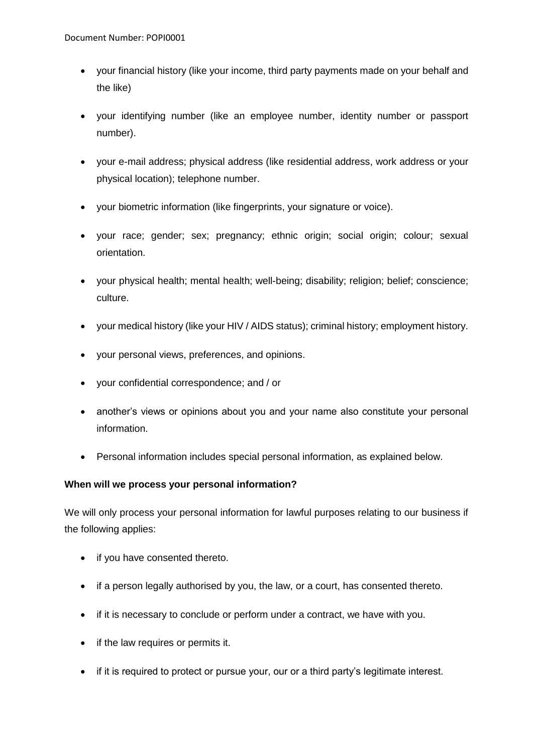- your financial history (like your income, third party payments made on your behalf and the like)
- your identifying number (like an employee number, identity number or passport number).
- your e-mail address; physical address (like residential address, work address or your physical location); telephone number.
- your biometric information (like fingerprints, your signature or voice).
- your race; gender; sex; pregnancy; ethnic origin; social origin; colour; sexual orientation.
- your physical health; mental health; well-being; disability; religion; belief; conscience; culture.
- your medical history (like your HIV / AIDS status); criminal history; employment history.
- your personal views, preferences, and opinions.
- your confidential correspondence; and / or
- another's views or opinions about you and your name also constitute your personal information.
- Personal information includes special personal information, as explained below.

**When will we process your personal information?**

We will only process your personal information for lawful purposes relating to our business if the following applies:

- if you have consented thereto.
- if a person legally authorised by you, the law, or a court, has consented thereto.
- if it is necessary to conclude or perform under a contract, we have with you.
- if the law requires or permits it.
- if it is required to protect or pursue your, our or a third party's legitimate interest.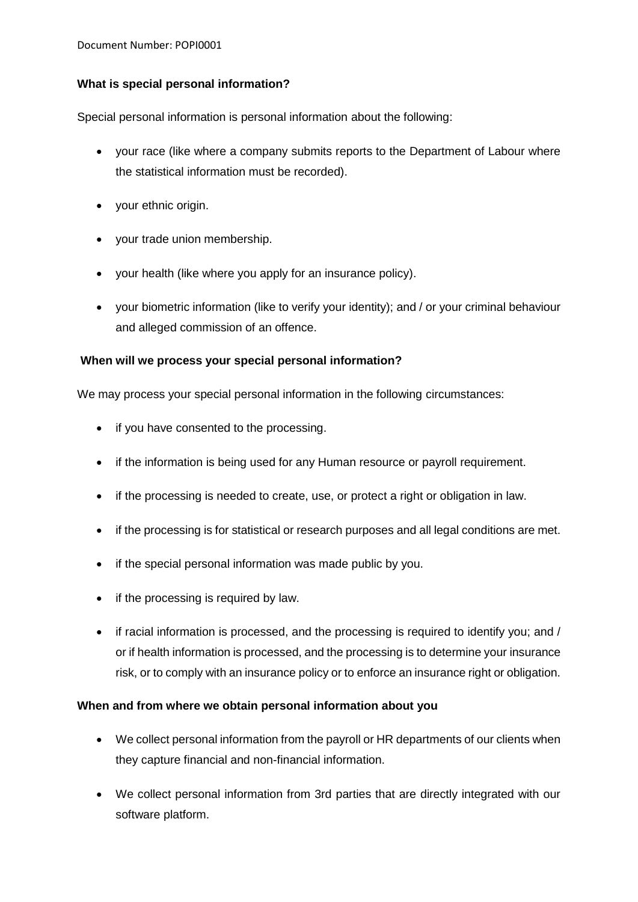**What is special personal information?**

Special personal information is personal information about the following:

- your race (like where a company submits reports to the Department of Labour where the statistical information must be recorded).
- your ethnic origin.
- your trade union membership.
- your health (like where you apply for an insurance policy).
- your biometric information (like to verify your identity); and / or your criminal behaviour and alleged commission of an offence.

**When will we process your special personal information?**

We may process your special personal information in the following circumstances:

- if you have consented to the processing.
- if the information is being used for any Human resource or payroll requirement.
- if the processing is needed to create, use, or protect a right or obligation in law.
- if the processing is for statistical or research purposes and all legal conditions are met.
- if the special personal information was made public by you.
- if the processing is required by law.
- if racial information is processed, and the processing is required to identify you; and / or if health information is processed, and the processing is to determine your insurance risk, or to comply with an insurance policy or to enforce an insurance right or obligation.

**When and from where we obtain personal information about you**

- We collect personal information from the payroll or HR departments of our clients when they capture financial and non-financial information.
- We collect personal information from 3rd parties that are directly integrated with our software platform.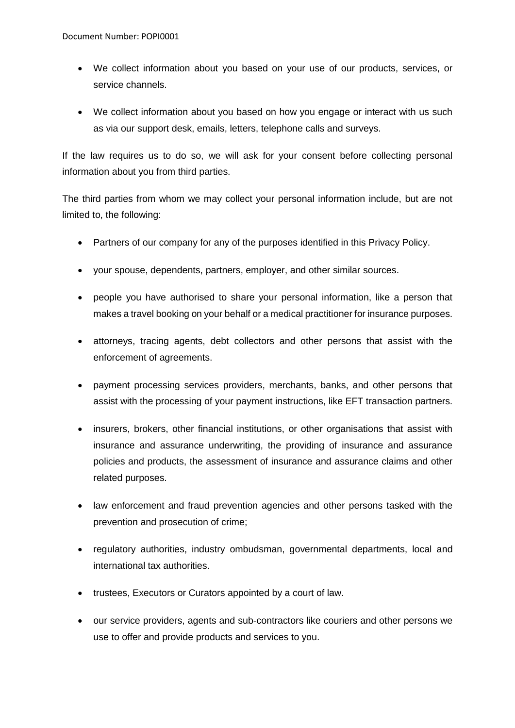- We collect information about you based on your use of our products, services, or service channels.

- We collect information about you based on how you engage or interact with us such as via our support desk, emails, letters, telephone calls and surveys.

If the law requires us to do so, we will ask for your consent before collecting personal information about you from third parties.

The third parties from whom we may collect your personal information include, but are not limited to, the following:

- Partners of our company for any of the purposes identified in this Privacy Policy.

- your spouse, dependents, partners, employer, and other similar sources.

- people you have authorised to share your personal information, like a person that makes a travel booking on your behalf or a medical practitioner for insurance purposes.

- attorneys, tracing agents, debt collectors and other persons that assist with the enforcement of agreements.

- payment processing services providers, merchants, banks, and other persons that assist with the processing of your payment instructions, like EFT transaction partners.

- insurers, brokers, other financial institutions, or other organisations that assist with insurance and assurance underwriting, the providing of insurance and assurance policies and products, the assessment of insurance and assurance claims and other related purposes.

- law enforcement and fraud prevention agencies and other persons tasked with the prevention and prosecution of crime;

- regulatory authorities, industry ombudsman, governmental departments, local and international tax authorities.

- trustees, Executors or Curators appointed by a court of law.

- our service providers, agents and sub-contractors like couriers and other persons we use to offer and provide products and services to you.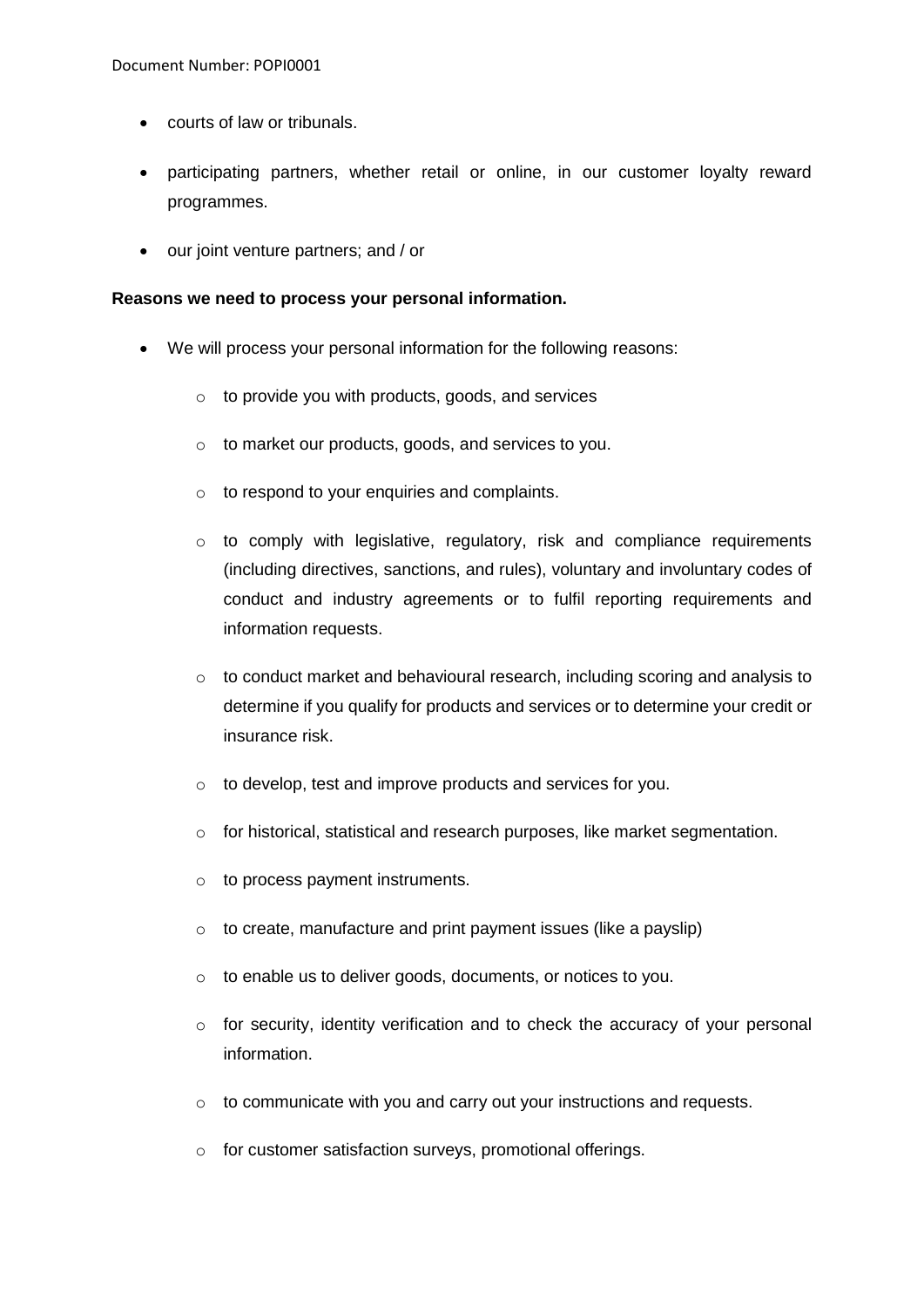- courts of law or tribunals.
- participating partners, whether retail or online, in our customer loyalty reward programmes.
- our joint venture partners; and / or

**Reasons we need to process your personal information.**

- We will process your personal information for the following reasons:
  - to provide you with products, goods, and services
  - to market our products, goods, and services to you.
  - to respond to your enquiries and complaints.
  - to comply with legislative, regulatory, risk and compliance requirements (including directives, sanctions, and rules), voluntary and involuntary codes of conduct and industry agreements or to fulfil reporting requirements and information requests.
  - to conduct market and behavioural research, including scoring and analysis to determine if you qualify for products and services or to determine your credit or insurance risk.
  - to develop, test and improve products and services for you.
  - for historical, statistical and research purposes, like market segmentation.
  - to process payment instruments.
  - to create, manufacture and print payment issues (like a payslip)
  - to enable us to deliver goods, documents, or notices to you.
  - for security, identity verification and to check the accuracy of your personal information.
  - to communicate with you and carry out your instructions and requests.
  - for customer satisfaction surveys, promotional offerings.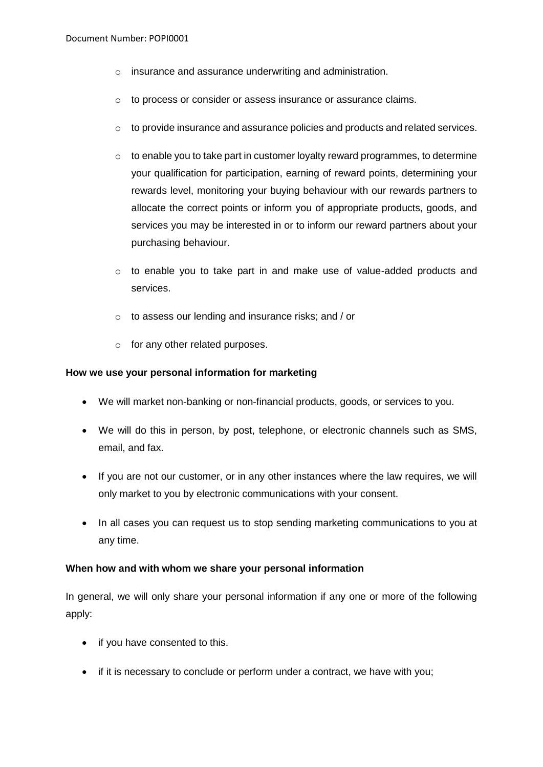- insurance and assurance underwriting and administration.
- to process or consider or assess insurance or assurance claims.
- to provide insurance and assurance policies and products and related services.
- to enable you to take part in customer loyalty reward programmes, to determine your qualification for participation, earning of reward points, determining your rewards level, monitoring your buying behaviour with our rewards partners to allocate the correct points or inform you of appropriate products, goods, and services you may be interested in or to inform our reward partners about your purchasing behaviour.
- to enable you to take part in and make use of value-added products and services.
- to assess our lending and insurance risks; and / or
- for any other related purposes.

**How we use your personal information for marketing**

- We will market non-banking or non-financial products, goods, or services to you.
- We will do this in person, by post, telephone, or electronic channels such as SMS, email, and fax.
- If you are not our customer, or in any other instances where the law requires, we will only market to you by electronic communications with your consent.
- In all cases you can request us to stop sending marketing communications to you at any time.

**When how and with whom we share your personal information**

In general, we will only share your personal information if any one or more of the following apply:

- if you have consented to this.
- if it is necessary to conclude or perform under a contract, we have with you;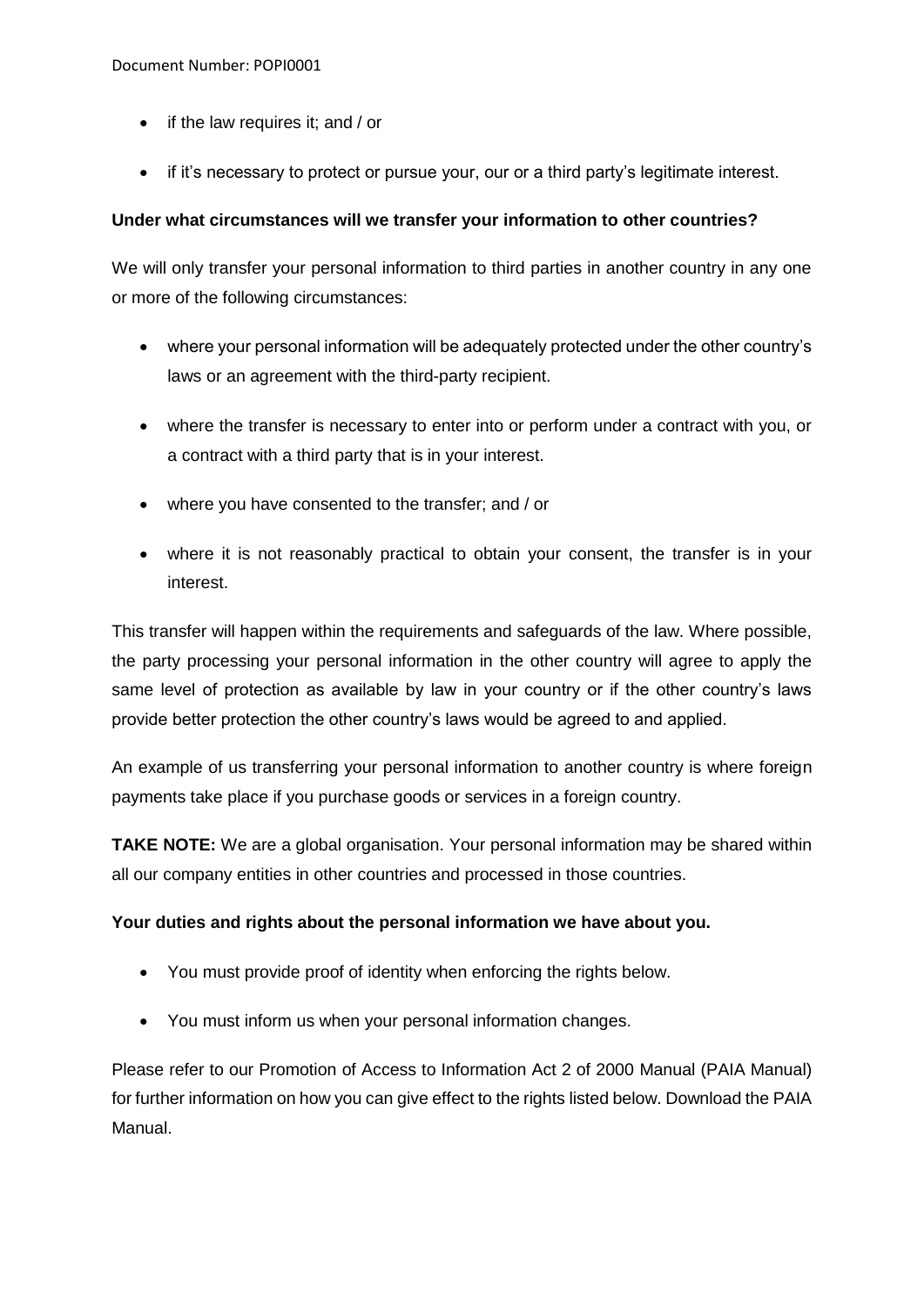- if the law requires it; and / or
- if it's necessary to protect or pursue your, our or a third party's legitimate interest.

**Under what circumstances will we transfer your information to other countries?**

We will only transfer your personal information to third parties in another country in any one or more of the following circumstances:

- where your personal information will be adequately protected under the other country's laws or an agreement with the third-party recipient.
- where the transfer is necessary to enter into or perform under a contract with you, or a contract with a third party that is in your interest.
- where you have consented to the transfer; and / or
- where it is not reasonably practical to obtain your consent, the transfer is in your interest.

This transfer will happen within the requirements and safeguards of the law. Where possible, the party processing your personal information in the other country will agree to apply the same level of protection as available by law in your country or if the other country's laws provide better protection the other country's laws would be agreed to and applied.

An example of us transferring your personal information to another country is where foreign payments take place if you purchase goods or services in a foreign country.

**TAKE NOTE:** We are a global organisation. Your personal information may be shared within all our company entities in other countries and processed in those countries.

**Your duties and rights about the personal information we have about you.**

- You must provide proof of identity when enforcing the rights below.
- You must inform us when your personal information changes.

Please refer to our Promotion of Access to Information Act 2 of 2000 Manual (PAIA Manual) for further information on how you can give effect to the rights listed below. Download the PAIA Manual.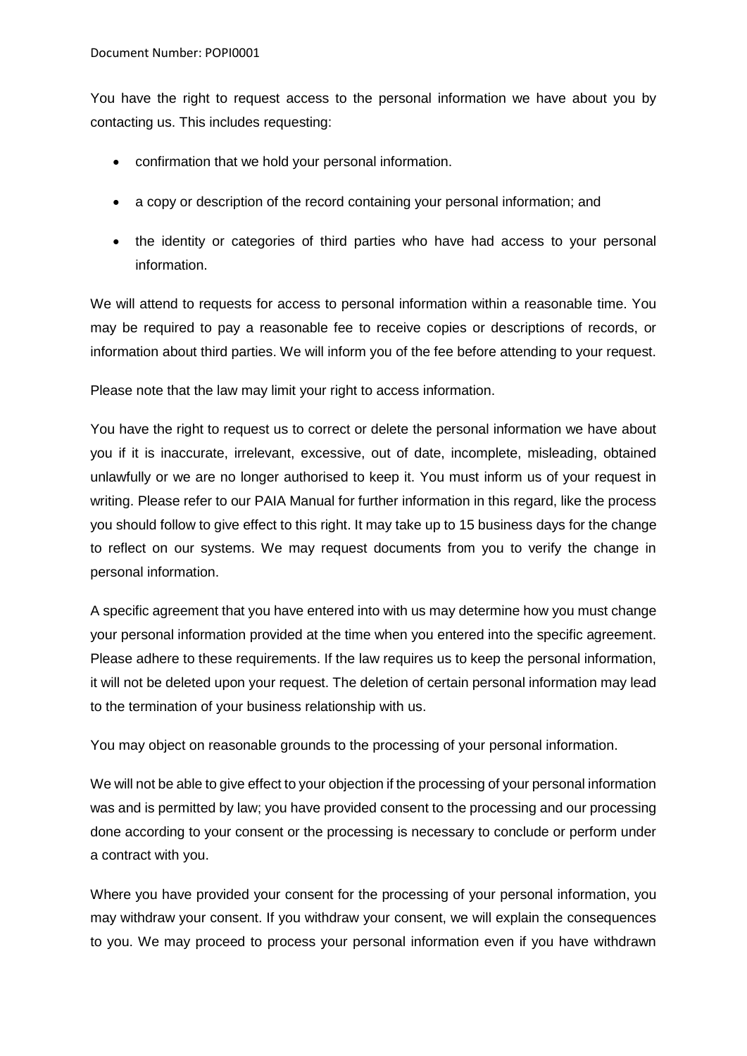You have the right to request access to the personal information we have about you by contacting us. This includes requesting:

- confirmation that we hold your personal information.
- a copy or description of the record containing your personal information; and
- the identity or categories of third parties who have had access to your personal information.

We will attend to requests for access to personal information within a reasonable time. You may be required to pay a reasonable fee to receive copies or descriptions of records, or information about third parties. We will inform you of the fee before attending to your request.

Please note that the law may limit your right to access information.

You have the right to request us to correct or delete the personal information we have about you if it is inaccurate, irrelevant, excessive, out of date, incomplete, misleading, obtained unlawfully or we are no longer authorised to keep it. You must inform us of your request in writing. Please refer to our PAIA Manual for further information in this regard, like the process you should follow to give effect to this right. It may take up to 15 business days for the change to reflect on our systems. We may request documents from you to verify the change in personal information.

A specific agreement that you have entered into with us may determine how you must change your personal information provided at the time when you entered into the specific agreement. Please adhere to these requirements. If the law requires us to keep the personal information, it will not be deleted upon your request. The deletion of certain personal information may lead to the termination of your business relationship with us.

You may object on reasonable grounds to the processing of your personal information.

We will not be able to give effect to your objection if the processing of your personal information was and is permitted by law; you have provided consent to the processing and our processing done according to your consent or the processing is necessary to conclude or perform under a contract with you.

Where you have provided your consent for the processing of your personal information, you may withdraw your consent. If you withdraw your consent, we will explain the consequences to you. We may proceed to process your personal information even if you have withdrawn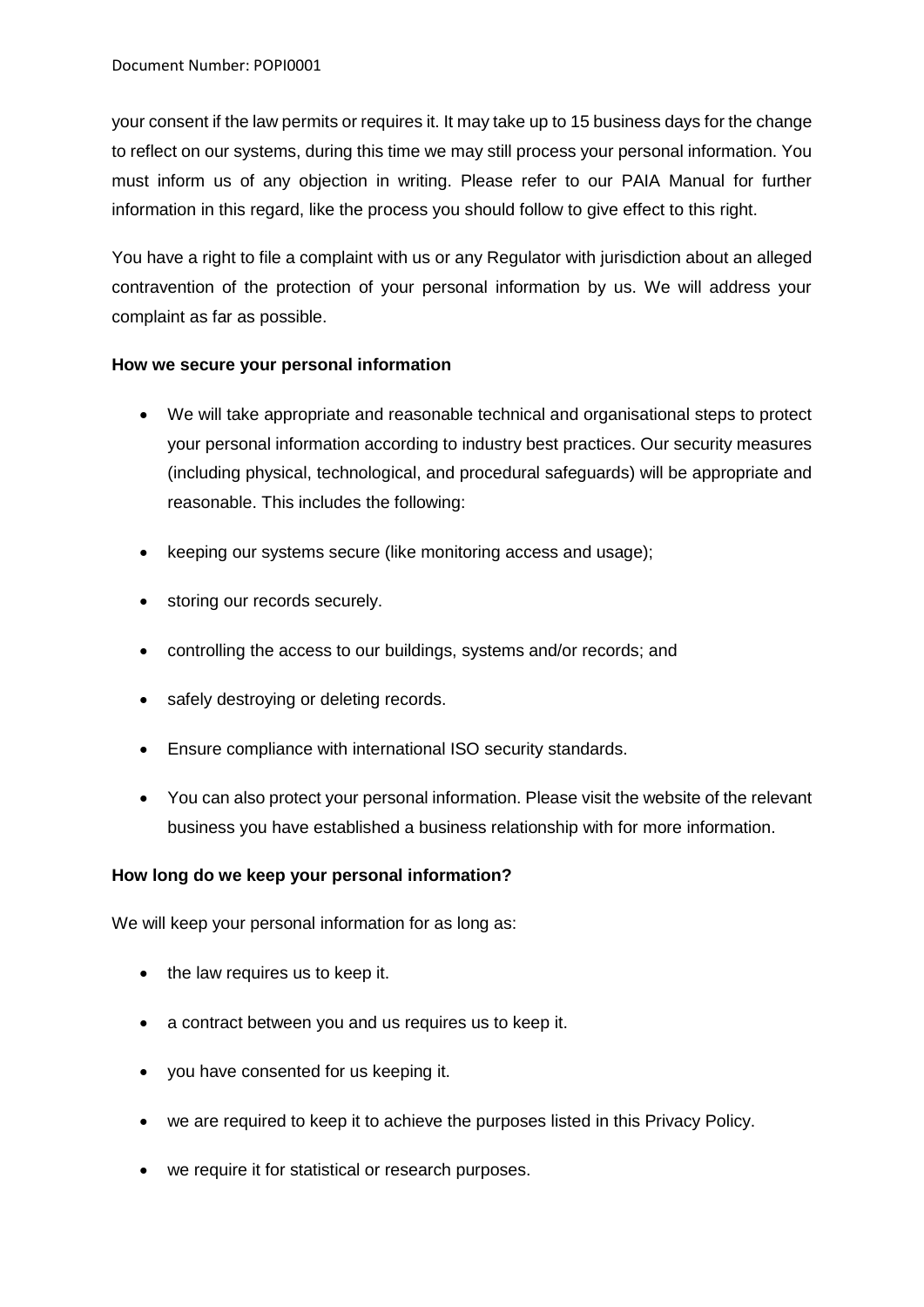your consent if the law permits or requires it. It may take up to 15 business days for the change to reflect on our systems, during this time we may still process your personal information. You must inform us of any objection in writing. Please refer to our PAIA Manual for further information in this regard, like the process you should follow to give effect to this right.

You have a right to file a complaint with us or any Regulator with jurisdiction about an alleged contravention of the protection of your personal information by us. We will address your complaint as far as possible.

**How we secure your personal information**

- We will take appropriate and reasonable technical and organisational steps to protect your personal information according to industry best practices. Our security measures (including physical, technological, and procedural safeguards) will be appropriate and reasonable. This includes the following:
- keeping our systems secure (like monitoring access and usage);
- storing our records securely.
- controlling the access to our buildings, systems and/or records; and
- safely destroying or deleting records.
- Ensure compliance with international ISO security standards.
- You can also protect your personal information. Please visit the website of the relevant business you have established a business relationship with for more information.

**How long do we keep your personal information?**

We will keep your personal information for as long as:

- the law requires us to keep it.
- a contract between you and us requires us to keep it.
- you have consented for us keeping it.
- we are required to keep it to achieve the purposes listed in this Privacy Policy.
- we require it for statistical or research purposes.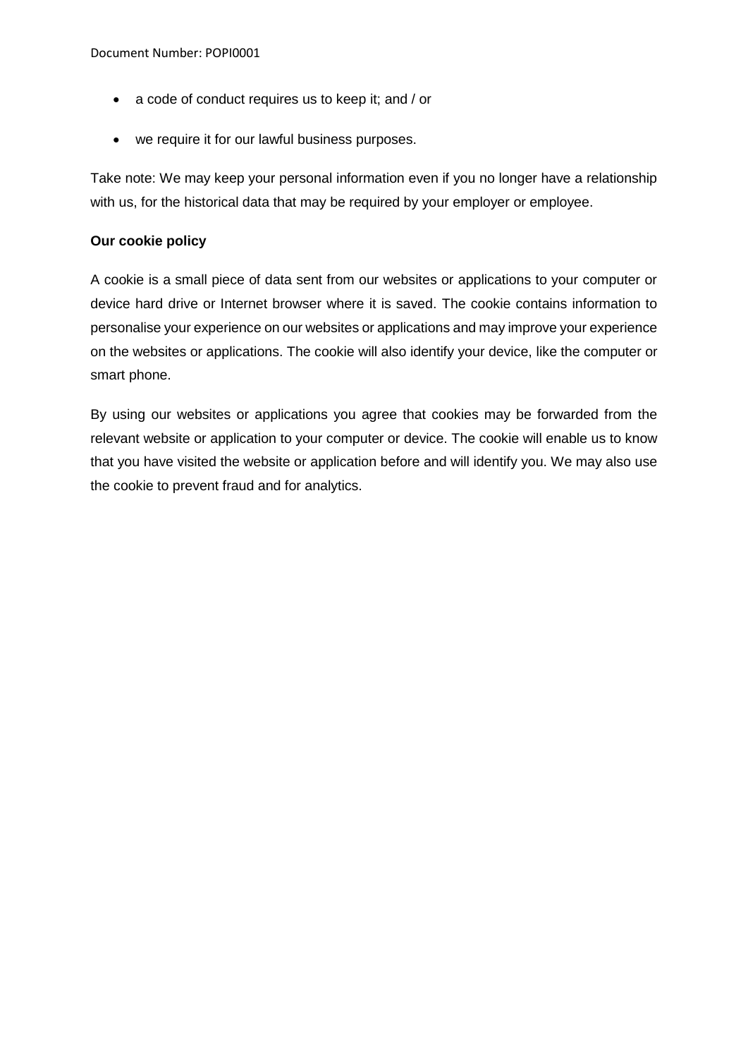- a code of conduct requires us to keep it; and / or
- we require it for our lawful business purposes.

Take note: We may keep your personal information even if you no longer have a relationship with us, for the historical data that may be required by your employer or employee.

**Our cookie policy**

A cookie is a small piece of data sent from our websites or applications to your computer or device hard drive or Internet browser where it is saved. The cookie contains information to personalise your experience on our websites or applications and may improve your experience on the websites or applications. The cookie will also identify your device, like the computer or smart phone.

By using our websites or applications you agree that cookies may be forwarded from the relevant website or application to your computer or device. The cookie will enable us to know that you have visited the website or application before and will identify you. We may also use the cookie to prevent fraud and for analytics.